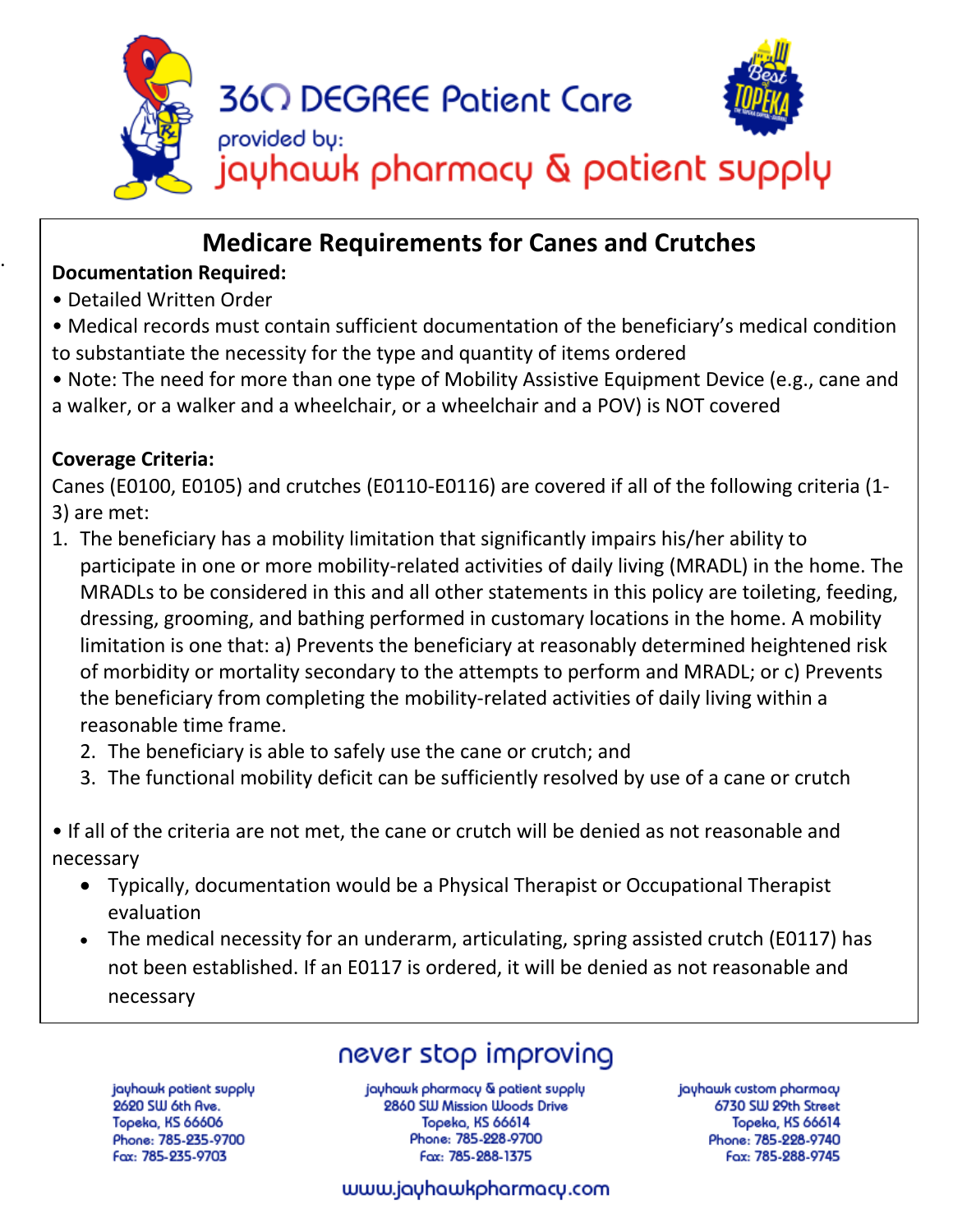360 DEGREE Patient Care

provided by:

jayhawk pharmacy & patient supply

# Medicare Requirements for Canes and Crutches

**Documentation Required:**

- Detailed Written Order
- Medical records must contain sufficient documentation of the beneficiary's medical condition to substantiate the necessity for the type and quantity of items ordered
- Note: The need for more than one type of Mobility Assistive Equipment Device (e.g., cane and a walker, or a walker and a wheelchair, or a wheelchair and a POV) is NOT covered

**Coverage Criteria:**

Canes (E0100, E0105) and crutches (E0110-E0116) are covered if all of the following criteria (1-3) are met:

1. The beneficiary has a mobility limitation that significantly impairs his/her ability to participate in one or more mobility-related activities of daily living (MRADL) in the home. The MRADLs to be considered in this and all other statements in this policy are toileting, feeding, dressing, grooming, and bathing performed in customary locations in the home. A mobility limitation is one that: a) Prevents the beneficiary at reasonably determined heightened risk of morbidity or mortality secondary to the attempts to perform and MRADL; or c) Prevents the beneficiary from completing the mobility-related activities of daily living within a reasonable time frame.
2. The beneficiary is able to safely use the cane or crutch; and
3. The functional mobility deficit can be sufficiently resolved by use of a cane or crutch

- If all of the criteria are not met, the cane or crutch will be denied as not reasonable and necessary
  - Typically, documentation would be a Physical Therapist or Occupational Therapist evaluation
  - The medical necessity for an underarm, articulating, spring assisted crutch (E0117) has not been established. If an E0117 is ordered, it will be denied as not reasonable and necessary

never stop improving

jayhawk patient supply
2620 SW 6th Ave.
Topeka, KS 66606
Phone: 785-235-9700
Fax: 785-235-9703

jayhawk pharmacy & patient supply
2860 SW Mission Woods Drive
Topeka, KS 66614
Phone: 785-228-9700
Fax: 785-288-1375

jayhawk custom pharmacy
6730 SW 29th Street
Topeka, KS 66614
Phone: 785-228-9740
Fax: 785-288-9745

www.jayhawkpharmacy.com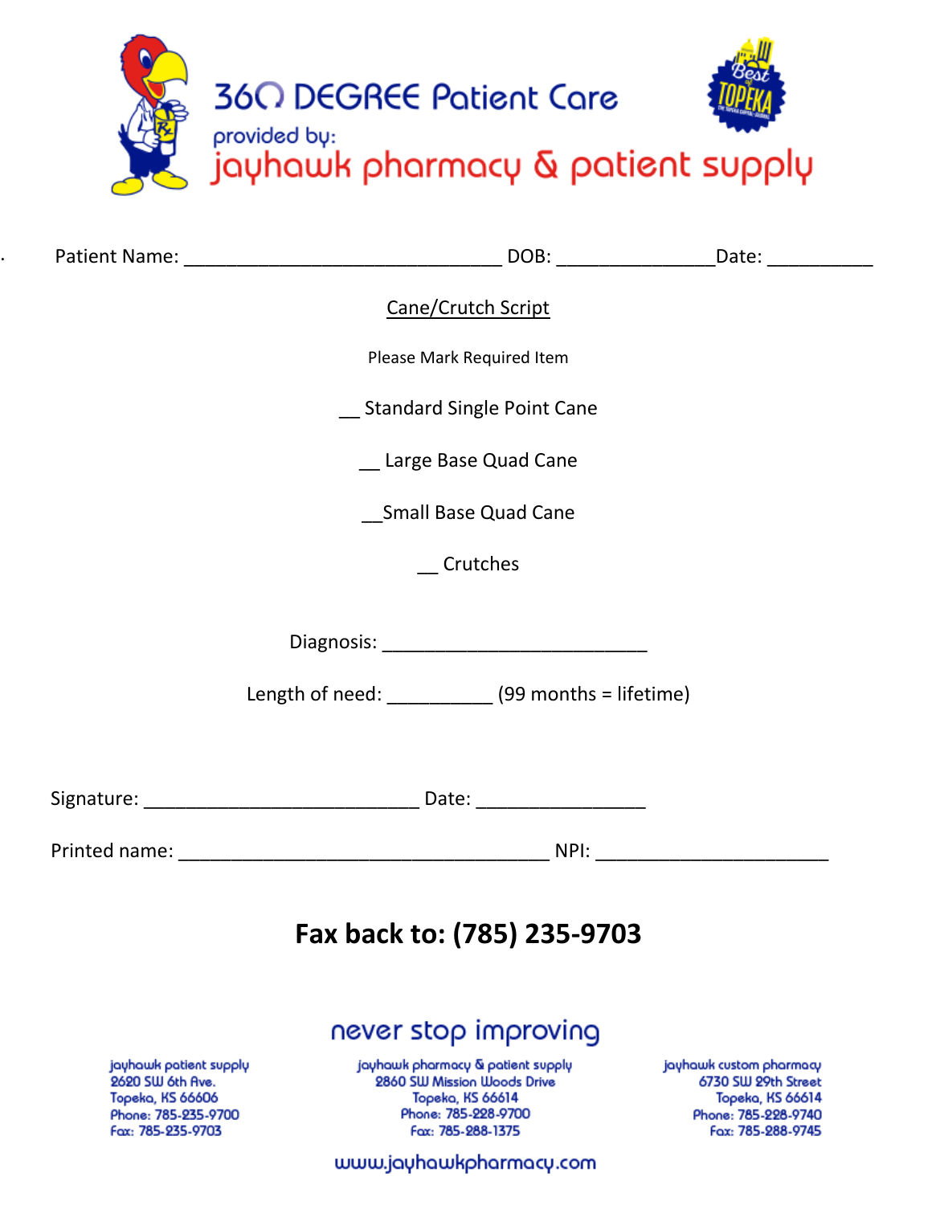# 360 DEGREE Patient Care

provided by:

## jayhawk pharmacy & patient supply

Best of TOPEKA

Patient Name: _______________________________ DOB: _______________Date: __________

Cane/Crutch Script

Please Mark Required Item

__ Standard Single Point Cane

__ Large Base Quad Cane

__Small Base Quad Cane

__ Crutches

Diagnosis: _________________________

Length of need: __________ (99 months = lifetime)

Signature: __________________________ Date: ________________

Printed name: ___________________________________ NPI: ______________________

**Fax back to: (785) 235-9703**

never stop improving

jayhawk patient supply
2620 SW 6th Ave.
Topeka, KS 66606
Phone: 785-235-9700
Fax: 785-235-9703

jayhawk pharmacy & patient supply
2860 SW Mission Woods Drive
Topeka, KS 66614
Phone: 785-228-9700
Fax: 785-288-1375

jayhawk custom pharmacy
6730 SW 29th Street
Topeka, KS 66614
Phone: 785-228-9740
Fax: 785-288-9745

www.jayhawkpharmacy.com